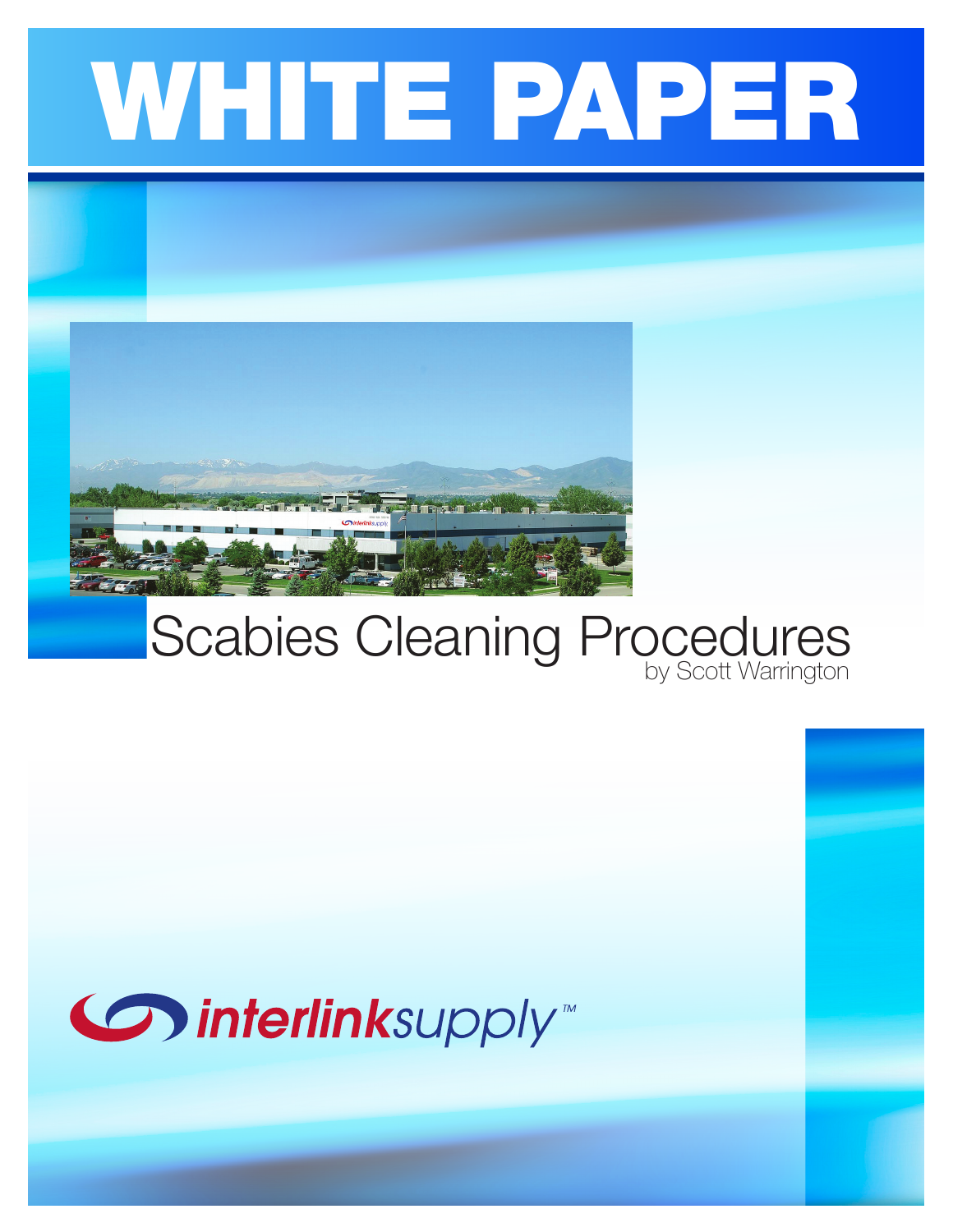# WHITE PAPER

# Scabies Cleaning Procedures

by Scott Warrington

interlinksupply™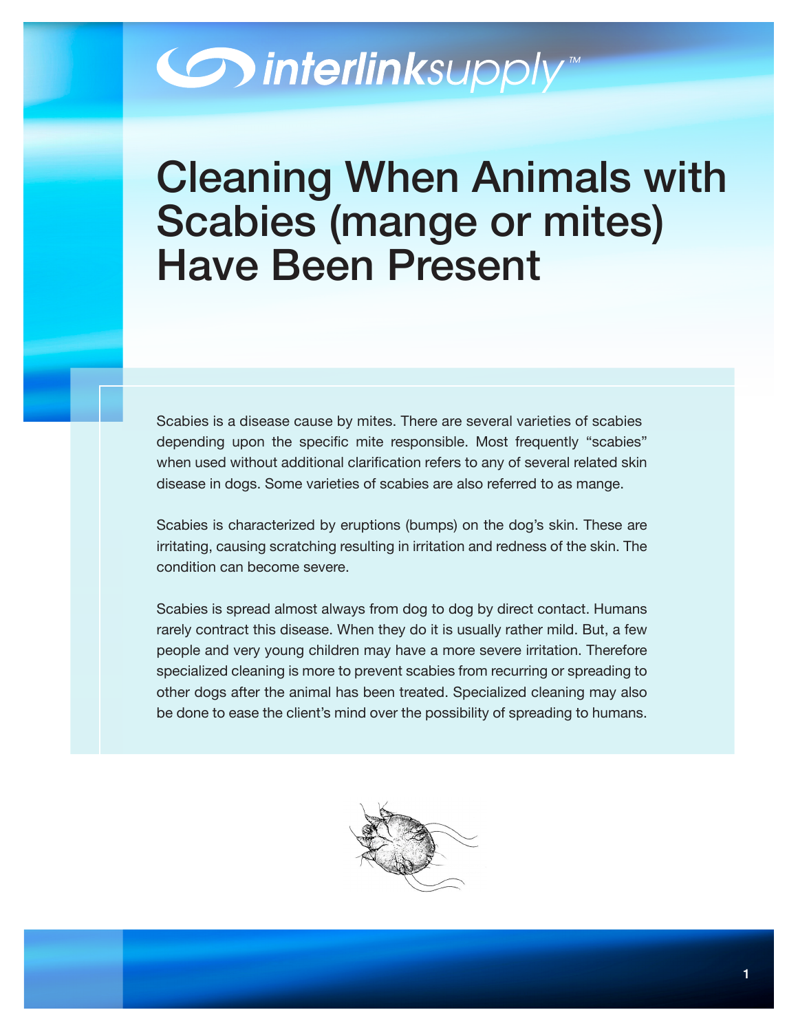# Cleaning When Animals with Scabies (mange or mites) Have Been Present

Scabies is a disease cause by mites. There are several varieties of scabies depending upon the specific mite responsible. Most frequently "scabies" when used without additional clarification refers to any of several related skin disease in dogs. Some varieties of scabies are also referred to as mange.

Scabies is characterized by eruptions (bumps) on the dog's skin. These are irritating, causing scratching resulting in irritation and redness of the skin. The condition can become severe.

Scabies is spread almost always from dog to dog by direct contact. Humans rarely contract this disease. When they do it is usually rather mild. But, a few people and very young children may have a more severe irritation. Therefore specialized cleaning is more to prevent scabies from recurring or spreading to other dogs after the animal has been treated. Specialized cleaning may also be done to ease the client's mind over the possibility of spreading to humans.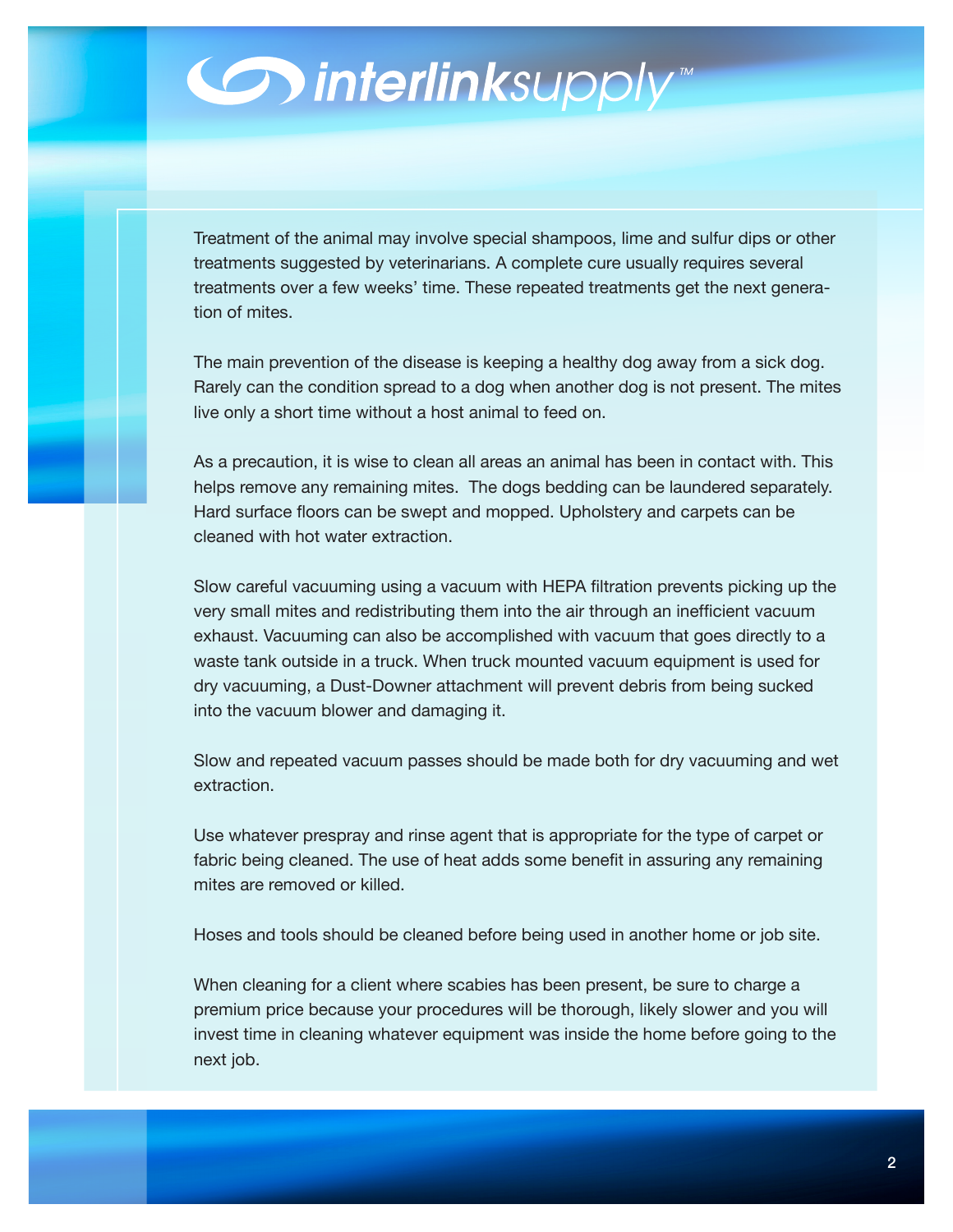Treatment of the animal may involve special shampoos, lime and sulfur dips or other treatments suggested by veterinarians. A complete cure usually requires several treatments over a few weeks' time. These repeated treatments get the next generation of mites.

The main prevention of the disease is keeping a healthy dog away from a sick dog. Rarely can the condition spread to a dog when another dog is not present. The mites live only a short time without a host animal to feed on.

As a precaution, it is wise to clean all areas an animal has been in contact with. This helps remove any remaining mites. The dogs bedding can be laundered separately. Hard surface floors can be swept and mopped. Upholstery and carpets can be cleaned with hot water extraction.

Slow careful vacuuming using a vacuum with HEPA filtration prevents picking up the very small mites and redistributing them into the air through an inefficient vacuum exhaust. Vacuuming can also be accomplished with vacuum that goes directly to a waste tank outside in a truck. When truck mounted vacuum equipment is used for dry vacuuming, a Dust-Downer attachment will prevent debris from being sucked into the vacuum blower and damaging it.

Slow and repeated vacuum passes should be made both for dry vacuuming and wet extraction.

Use whatever prespray and rinse agent that is appropriate for the type of carpet or fabric being cleaned. The use of heat adds some benefit in assuring any remaining mites are removed or killed.

Hoses and tools should be cleaned before being used in another home or job site.

When cleaning for a client where scabies has been present, be sure to charge a premium price because your procedures will be thorough, likely slower and you will invest time in cleaning whatever equipment was inside the home before going to the next job.